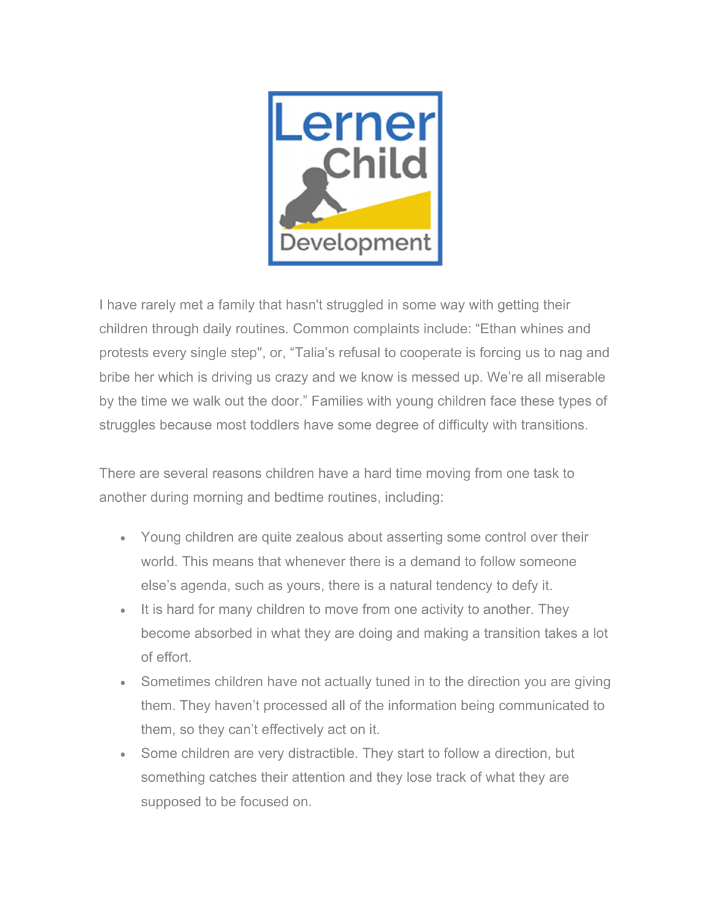Lerner Child Development

I have rarely met a family that hasn't struggled in some way with getting their children through daily routines. Common complaints include: “Ethan whines and protests every single step", or, “Talia’s refusal to cooperate is forcing us to nag and bribe her which is driving us crazy and we know is messed up. We’re all miserable by the time we walk out the door.” Families with young children face these types of struggles because most toddlers have some degree of difficulty with transitions.

There are several reasons children have a hard time moving from one task to another during morning and bedtime routines, including:

- Young children are quite zealous about asserting some control over their world. This means that whenever there is a demand to follow someone else’s agenda, such as yours, there is a natural tendency to defy it.
- It is hard for many children to move from one activity to another. They become absorbed in what they are doing and making a transition takes a lot of effort.
- Sometimes children have not actually tuned in to the direction you are giving them. They haven’t processed all of the information being communicated to them, so they can’t effectively act on it.
- Some children are very distractible. They start to follow a direction, but something catches their attention and they lose track of what they are supposed to be focused on.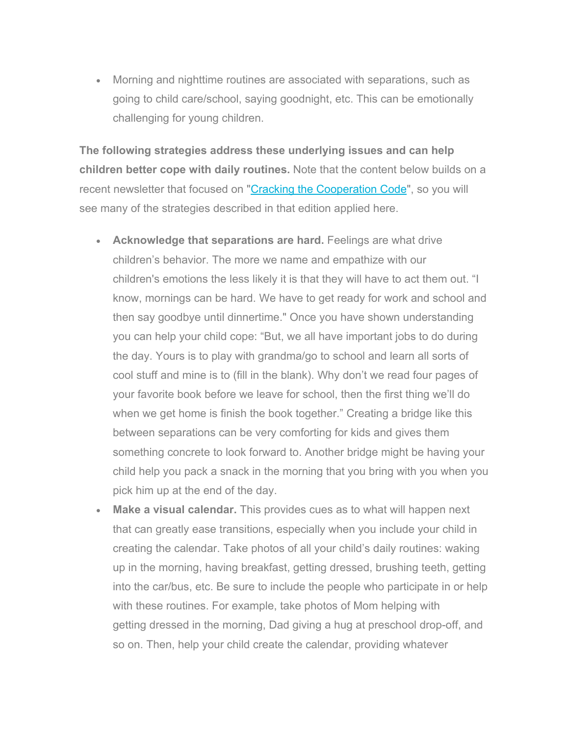- Morning and nighttime routines are associated with separations, such as going to child care/school, saying goodnight, etc. This can be emotionally challenging for young children.

**The following strategies address these underlying issues and can help children better cope with daily routines.** Note that the content below builds on a recent newsletter that focused on "[Cracking the Cooperation Code]", so you will see many of the strategies described in that edition applied here.

- **Acknowledge that separations are hard.** Feelings are what drive children's behavior. The more we name and empathize with our children's emotions the less likely it is that they will have to act them out. "I know, mornings can be hard. We have to get ready for work and school and then say goodbye until dinnertime." Once you have shown understanding you can help your child cope: "But, we all have important jobs to do during the day. Yours is to play with grandma/go to school and learn all sorts of cool stuff and mine is to (fill in the blank). Why don't we read four pages of your favorite book before we leave for school, then the first thing we'll do when we get home is finish the book together." Creating a bridge like this between separations can be very comforting for kids and gives them something concrete to look forward to. Another bridge might be having your child help you pack a snack in the morning that you bring with you when you pick him up at the end of the day.
- **Make a visual calendar.** This provides cues as to what will happen next that can greatly ease transitions, especially when you include your child in creating the calendar. Take photos of all your child's daily routines: waking up in the morning, having breakfast, getting dressed, brushing teeth, getting into the car/bus, etc. Be sure to include the people who participate in or help with these routines. For example, take photos of Mom helping with getting dressed in the morning, Dad giving a hug at preschool drop-off, and so on. Then, help your child create the calendar, providing whatever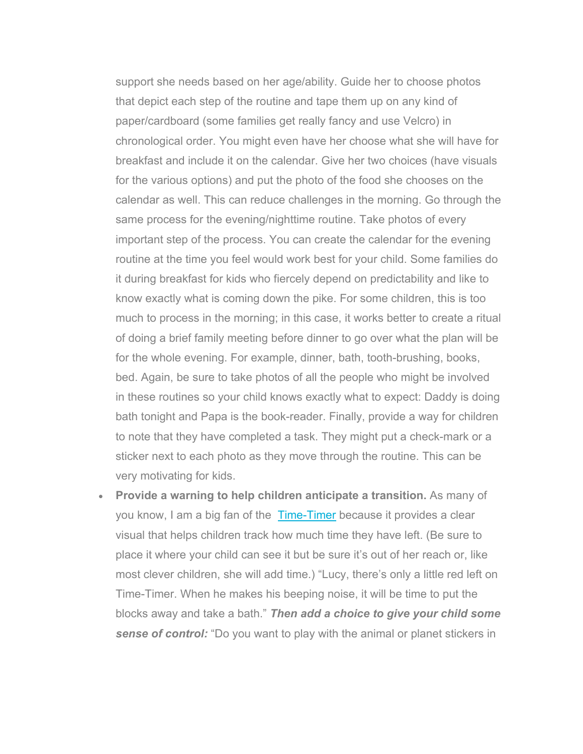support she needs based on her age/ability. Guide her to choose photos that depict each step of the routine and tape them up on any kind of paper/cardboard (some families get really fancy and use Velcro) in chronological order. You might even have her choose what she will have for breakfast and include it on the calendar. Give her two choices (have visuals for the various options) and put the photo of the food she chooses on the calendar as well. This can reduce challenges in the morning. Go through the same process for the evening/nighttime routine. Take photos of every important step of the process. You can create the calendar for the evening routine at the time you feel would work best for your child. Some families do it during breakfast for kids who fiercely depend on predictability and like to know exactly what is coming down the pike. For some children, this is too much to process in the morning; in this case, it works better to create a ritual of doing a brief family meeting before dinner to go over what the plan will be for the whole evening. For example, dinner, bath, tooth-brushing, books, bed. Again, be sure to take photos of all the people who might be involved in these routines so your child knows exactly what to expect: Daddy is doing bath tonight and Papa is the book-reader. Finally, provide a way for children to note that they have completed a task. They might put a check-mark or a sticker next to each photo as they move through the routine. This can be very motivating for kids.

- **Provide a warning to help children anticipate a transition.** As many of you know, I am a big fan of the [Time-Timer] because it provides a clear visual that helps children track how much time they have left. (Be sure to place it where your child can see it but be sure it's out of her reach or, like most clever children, she will add time.) "Lucy, there's only a little red left on Time-Timer. When he makes his beeping noise, it will be time to put the blocks away and take a bath." ***Then add a choice to give your child some sense of control:*** "Do you want to play with the animal or planet stickers in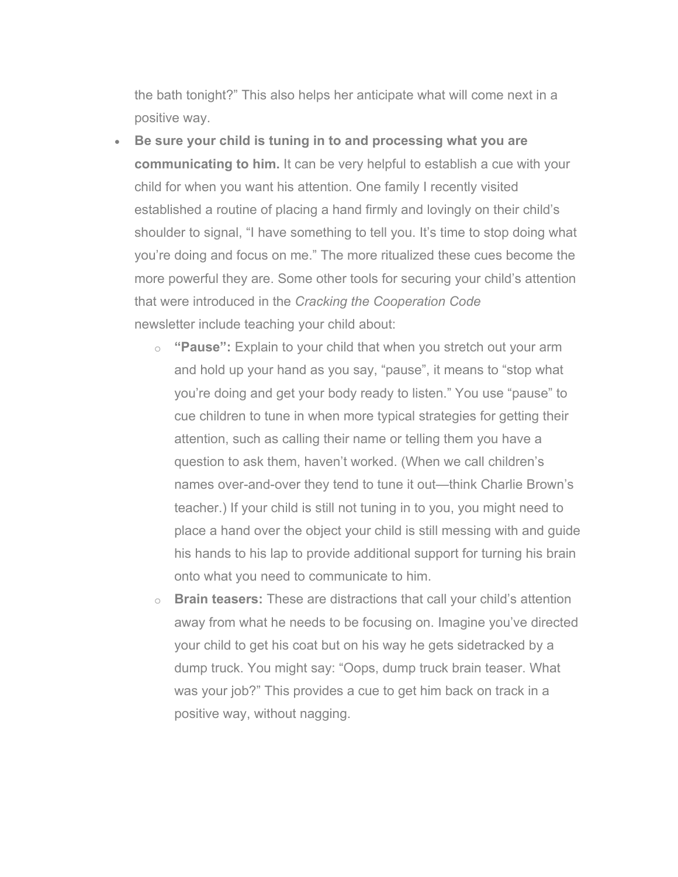the bath tonight?" This also helps her anticipate what will come next in a positive way.

- **Be sure your child is tuning in to and processing what you are communicating to him.** It can be very helpful to establish a cue with your child for when you want his attention. One family I recently visited established a routine of placing a hand firmly and lovingly on their child's shoulder to signal, "I have something to tell you. It's time to stop doing what you're doing and focus on me." The more ritualized these cues become the more powerful they are. Some other tools for securing your child's attention that were introduced in the *Cracking the Cooperation Code* newsletter include teaching your child about:
    - **"Pause":** Explain to your child that when you stretch out your arm and hold up your hand as you say, "pause", it means to "stop what you're doing and get your body ready to listen." You use "pause" to cue children to tune in when more typical strategies for getting their attention, such as calling their name or telling them you have a question to ask them, haven't worked. (When we call children's names over-and-over they tend to tune it out—think Charlie Brown's teacher.) If your child is still not tuning in to you, you might need to place a hand over the object your child is still messing with and guide his hands to his lap to provide additional support for turning his brain onto what you need to communicate to him.
    - **Brain teasers:** These are distractions that call your child's attention away from what he needs to be focusing on. Imagine you've directed your child to get his coat but on his way he gets sidetracked by a dump truck. You might say: "Oops, dump truck brain teaser. What was your job?" This provides a cue to get him back on track in a positive way, without nagging.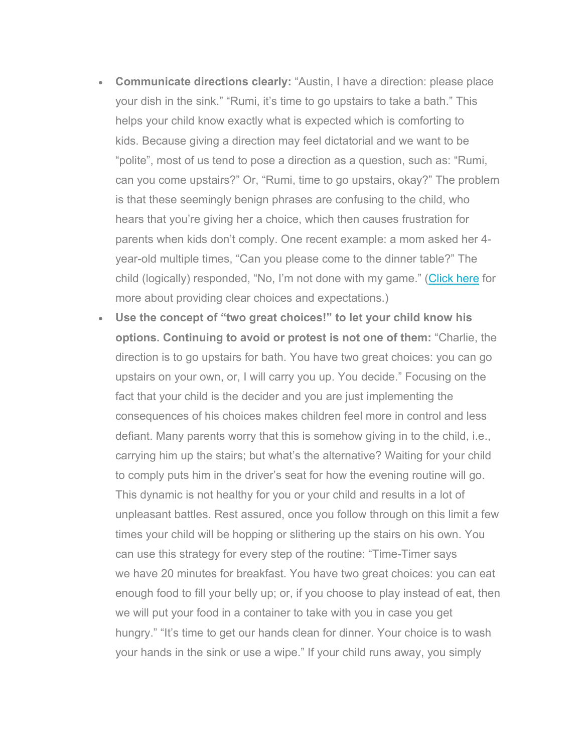- **Communicate directions clearly:** "Austin, I have a direction: please place your dish in the sink." "Rumi, it's time to go upstairs to take a bath." This helps your child know exactly what is expected which is comforting to kids. Because giving a direction may feel dictatorial and we want to be "polite", most of us tend to pose a direction as a question, such as: "Rumi, can you come upstairs?" Or, "Rumi, time to go upstairs, okay?" The problem is that these seemingly benign phrases are confusing to the child, who hears that you're giving her a choice, which then causes frustration for parents when kids don't comply. One recent example: a mom asked her 4-year-old multiple times, "Can you please come to the dinner table?" The child (logically) responded, "No, I'm not done with my game." (Click here for more about providing clear choices and expectations.)
- **Use the concept of "two great choices!" to let your child know his options. Continuing to avoid or protest is not one of them:** "Charlie, the direction is to go upstairs for bath. You have two great choices: you can go upstairs on your own, or, I will carry you up. You decide." Focusing on the fact that your child is the decider and you are just implementing the consequences of his choices makes children feel more in control and less defiant. Many parents worry that this is somehow giving in to the child, i.e., carrying him up the stairs; but what's the alternative? Waiting for your child to comply puts him in the driver's seat for how the evening routine will go. This dynamic is not healthy for you or your child and results in a lot of unpleasant battles. Rest assured, once you follow through on this limit a few times your child will be hopping or slithering up the stairs on his own. You can use this strategy for every step of the routine: "Time-Timer says we have 20 minutes for breakfast. You have two great choices: you can eat enough food to fill your belly up; or, if you choose to play instead of eat, then we will put your food in a container to take with you in case you get hungry." "It's time to get our hands clean for dinner. Your choice is to wash your hands in the sink or use a wipe." If your child runs away, you simply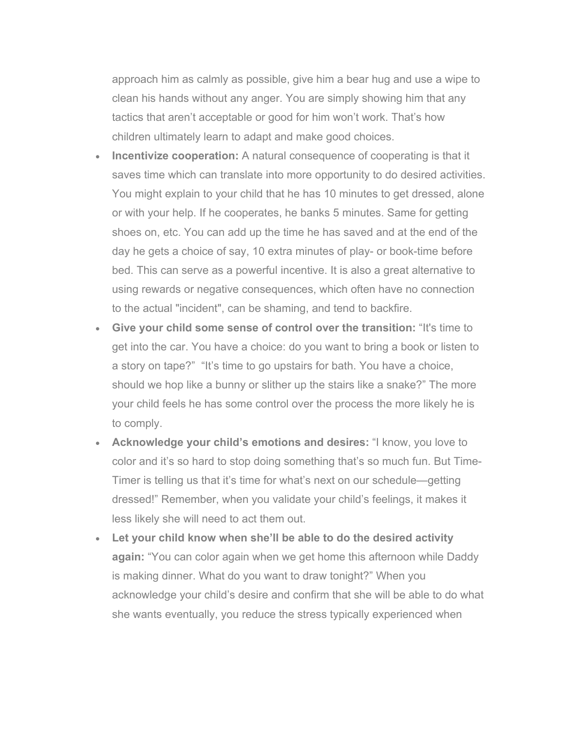approach him as calmly as possible, give him a bear hug and use a wipe to clean his hands without any anger. You are simply showing him that any tactics that aren't acceptable or good for him won't work. That's how children ultimately learn to adapt and make good choices.

- **Incentivize cooperation:** A natural consequence of cooperating is that it saves time which can translate into more opportunity to do desired activities. You might explain to your child that he has 10 minutes to get dressed, alone or with your help. If he cooperates, he banks 5 minutes. Same for getting shoes on, etc. You can add up the time he has saved and at the end of the day he gets a choice of say, 10 extra minutes of play- or book-time before bed. This can serve as a powerful incentive. It is also a great alternative to using rewards or negative consequences, which often have no connection to the actual "incident", can be shaming, and tend to backfire.
- **Give your child some sense of control over the transition:** "It's time to get into the car. You have a choice: do you want to bring a book or listen to a story on tape?" "It's time to go upstairs for bath. You have a choice, should we hop like a bunny or slither up the stairs like a snake?" The more your child feels he has some control over the process the more likely he is to comply.
- **Acknowledge your child's emotions and desires:** "I know, you love to color and it's so hard to stop doing something that's so much fun. But Time-Timer is telling us that it's time for what's next on our schedule—getting dressed!" Remember, when you validate your child's feelings, it makes it less likely she will need to act them out.
- **Let your child know when she'll be able to do the desired activity again:** "You can color again when we get home this afternoon while Daddy is making dinner. What do you want to draw tonight?" When you acknowledge your child's desire and confirm that she will be able to do what she wants eventually, you reduce the stress typically experienced when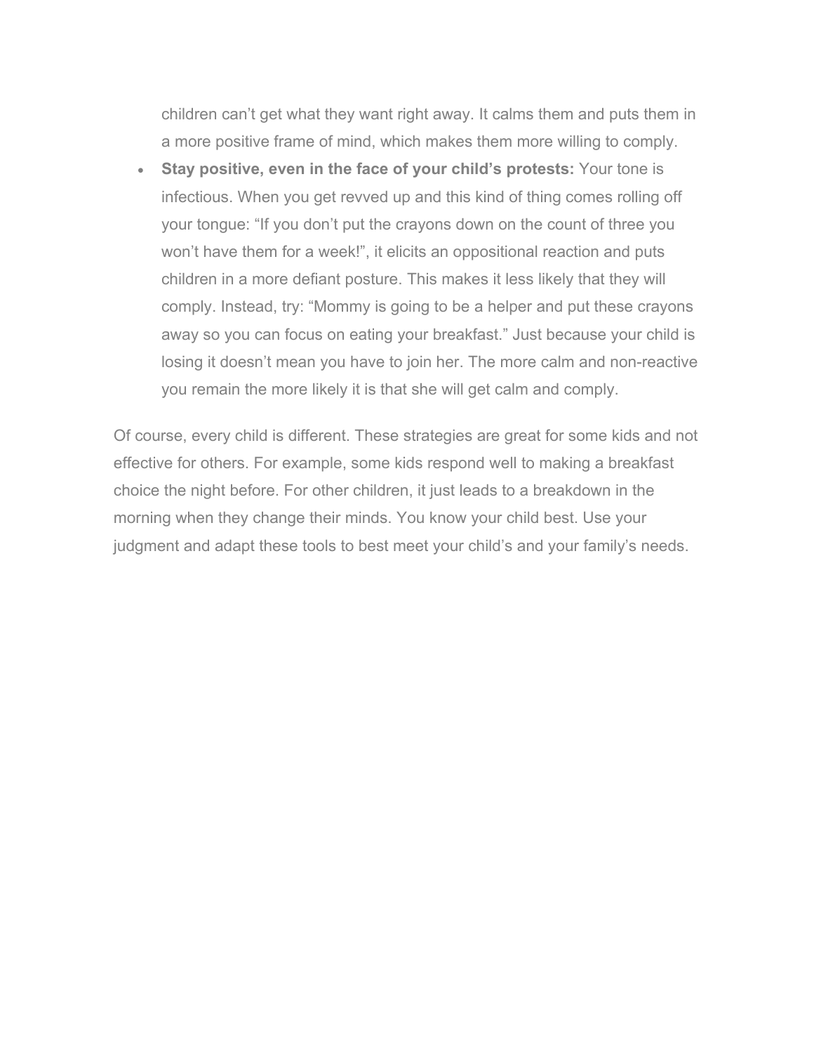children can't get what they want right away. It calms them and puts them in a more positive frame of mind, which makes them more willing to comply.

- **Stay positive, even in the face of your child's protests:** Your tone is infectious. When you get revved up and this kind of thing comes rolling off your tongue: "If you don't put the crayons down on the count of three you won't have them for a week!", it elicits an oppositional reaction and puts children in a more defiant posture. This makes it less likely that they will comply. Instead, try: "Mommy is going to be a helper and put these crayons away so you can focus on eating your breakfast." Just because your child is losing it doesn't mean you have to join her. The more calm and non-reactive you remain the more likely it is that she will get calm and comply.

Of course, every child is different. These strategies are great for some kids and not effective for others. For example, some kids respond well to making a breakfast choice the night before. For other children, it just leads to a breakdown in the morning when they change their minds. You know your child best. Use your judgment and adapt these tools to best meet your child's and your family's needs.